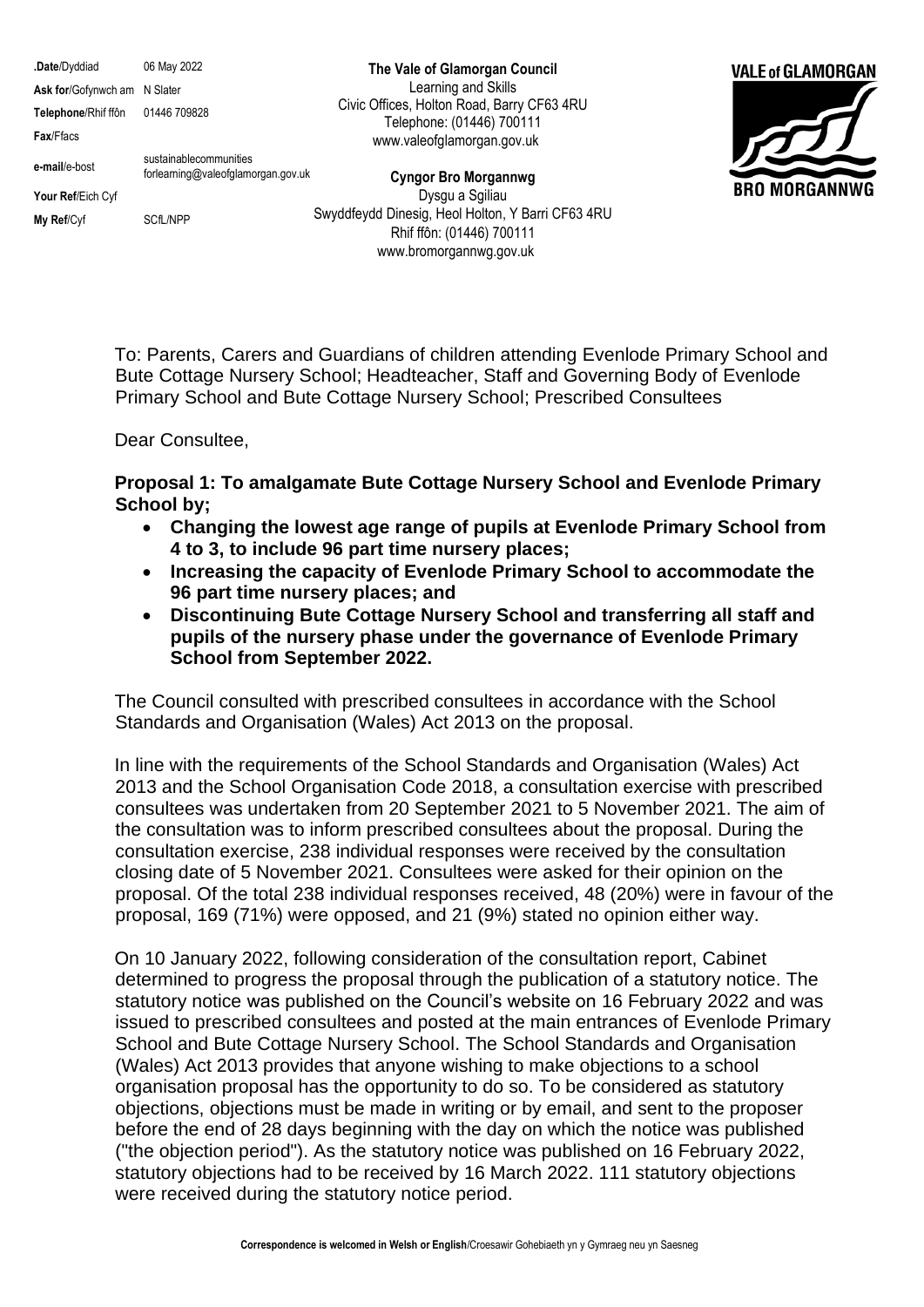| | |
|---|---|
| **Date**/Dyddiad | 06 May 2022 |
| **Ask for**/Gofynwch am | N Slater |
| **Telephone**/Rhif ffôn | 01446 709828 |
| **Fax**/Ffacs | |
| **e-mail**/e-bost | sustainablecommunities forlearning@valeofglamorgan.gov.uk |
| **Your Ref**/Eich Cyf | |
| **My Ref**/Cyf | SCfL/NPP |

**The Vale of Glamorgan Council**
Learning and Skills
Civic Offices, Holton Road, Barry CF63 4RU
Telephone: (01446) 700111
www.valeofglamorgan.gov.uk

**Cyngor Bro Morgannwg**
Dysgu a Sgiliau
Swyddfeydd Dinesig, Heol Holton, Y Barri CF63 4RU
Rhif ffôn: (01446) 700111
www.bromorgannwg.gov.uk

VALE of GLAMORGAN
BRO MORGANNWG

To: Parents, Carers and Guardians of children attending Evenlode Primary School and Bute Cottage Nursery School; Headteacher, Staff and Governing Body of Evenlode Primary School and Bute Cottage Nursery School; Prescribed Consultees

Dear Consultee,

**Proposal 1: To amalgamate Bute Cottage Nursery School and Evenlode Primary School by;**

- **Changing the lowest age range of pupils at Evenlode Primary School from 4 to 3, to include 96 part time nursery places;**
- **Increasing the capacity of Evenlode Primary School to accommodate the 96 part time nursery places; and**
- **Discontinuing Bute Cottage Nursery School and transferring all staff and pupils of the nursery phase under the governance of Evenlode Primary School from September 2022.**

The Council consulted with prescribed consultees in accordance with the School Standards and Organisation (Wales) Act 2013 on the proposal.

In line with the requirements of the School Standards and Organisation (Wales) Act 2013 and the School Organisation Code 2018, a consultation exercise with prescribed consultees was undertaken from 20 September 2021 to 5 November 2021. The aim of the consultation was to inform prescribed consultees about the proposal. During the consultation exercise, 238 individual responses were received by the consultation closing date of 5 November 2021. Consultees were asked for their opinion on the proposal. Of the total 238 individual responses received, 48 (20%) were in favour of the proposal, 169 (71%) were opposed, and 21 (9%) stated no opinion either way.

On 10 January 2022, following consideration of the consultation report, Cabinet determined to progress the proposal through the publication of a statutory notice. The statutory notice was published on the Council's website on 16 February 2022 and was issued to prescribed consultees and posted at the main entrances of Evenlode Primary School and Bute Cottage Nursery School. The School Standards and Organisation (Wales) Act 2013 provides that anyone wishing to make objections to a school organisation proposal has the opportunity to do so. To be considered as statutory objections, objections must be made in writing or by email, and sent to the proposer before the end of 28 days beginning with the day on which the notice was published ("the objection period"). As the statutory notice was published on 16 February 2022, statutory objections had to be received by 16 March 2022. 111 statutory objections were received during the statutory notice period.

**Correspondence is welcomed in Welsh or English**/Croesawir Gohebiaeth yn y Gymraeg neu yn Saesneg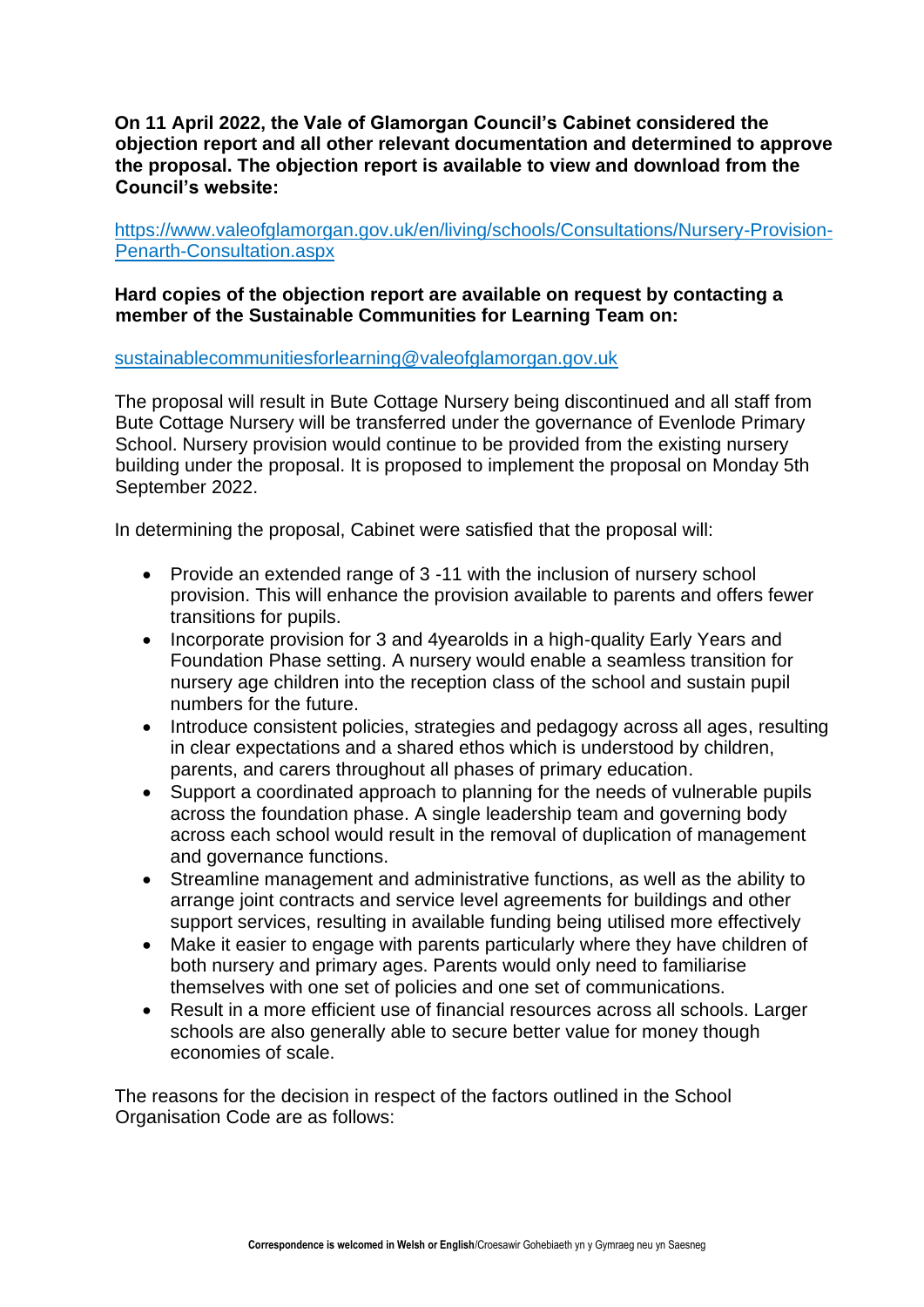**On 11 April 2022, the Vale of Glamorgan Council's Cabinet considered the objection report and all other relevant documentation and determined to approve the proposal. The objection report is available to view and download from the Council's website:**

https://www.valeofglamorgan.gov.uk/en/living/schools/Consultations/Nursery-Provision-Penarth-Consultation.aspx

**Hard copies of the objection report are available on request by contacting a member of the Sustainable Communities for Learning Team on:**

sustainablecommunitiesforlearning@valeofglamorgan.gov.uk

The proposal will result in Bute Cottage Nursery being discontinued and all staff from Bute Cottage Nursery will be transferred under the governance of Evenlode Primary School. Nursery provision would continue to be provided from the existing nursery building under the proposal. It is proposed to implement the proposal on Monday 5th September 2022.

In determining the proposal, Cabinet were satisfied that the proposal will:

- Provide an extended range of 3 -11 with the inclusion of nursery school provision. This will enhance the provision available to parents and offers fewer transitions for pupils.
- Incorporate provision for 3 and 4yearolds in a high-quality Early Years and Foundation Phase setting. A nursery would enable a seamless transition for nursery age children into the reception class of the school and sustain pupil numbers for the future.
- Introduce consistent policies, strategies and pedagogy across all ages, resulting in clear expectations and a shared ethos which is understood by children, parents, and carers throughout all phases of primary education.
- Support a coordinated approach to planning for the needs of vulnerable pupils across the foundation phase. A single leadership team and governing body across each school would result in the removal of duplication of management and governance functions.
- Streamline management and administrative functions, as well as the ability to arrange joint contracts and service level agreements for buildings and other support services, resulting in available funding being utilised more effectively
- Make it easier to engage with parents particularly where they have children of both nursery and primary ages. Parents would only need to familiarise themselves with one set of policies and one set of communications.
- Result in a more efficient use of financial resources across all schools. Larger schools are also generally able to secure better value for money though economies of scale.

The reasons for the decision in respect of the factors outlined in the School Organisation Code are as follows: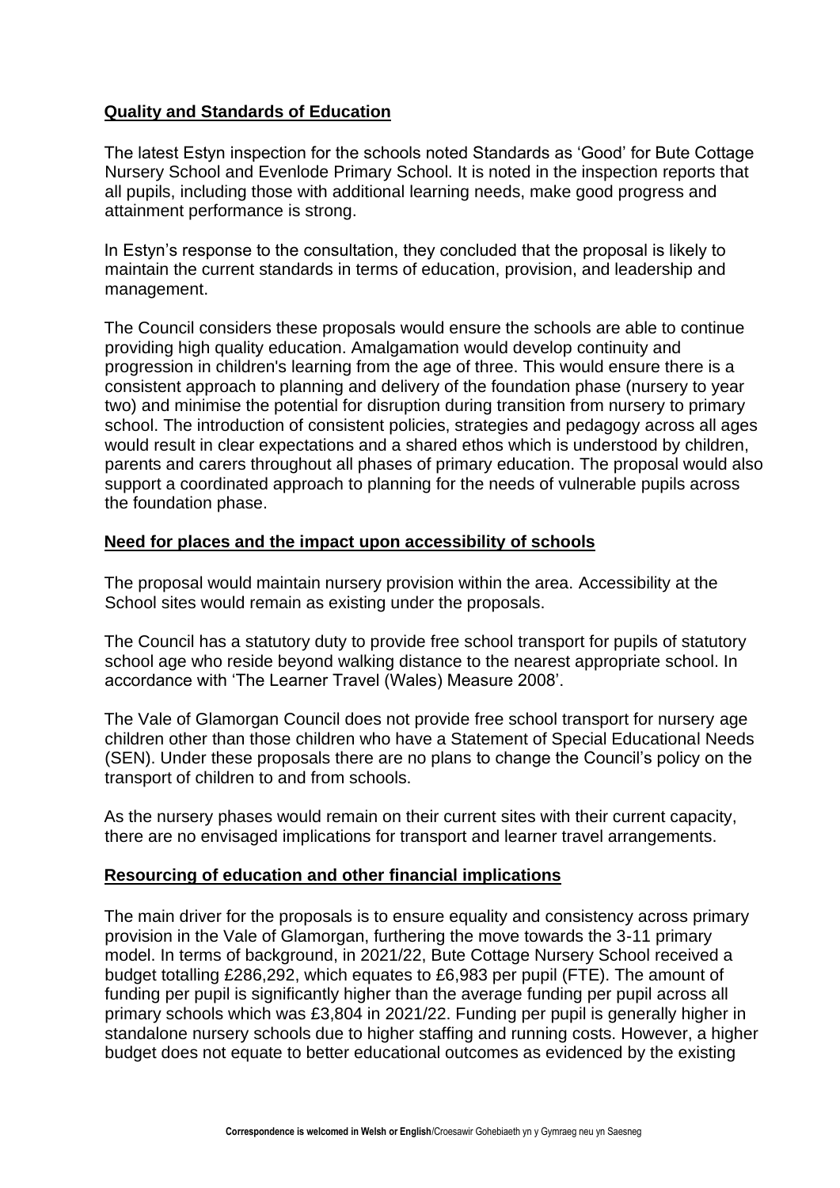**Quality and Standards of Education**

The latest Estyn inspection for the schools noted Standards as 'Good' for Bute Cottage Nursery School and Evenlode Primary School. It is noted in the inspection reports that all pupils, including those with additional learning needs, make good progress and attainment performance is strong.

In Estyn's response to the consultation, they concluded that the proposal is likely to maintain the current standards in terms of education, provision, and leadership and management.

The Council considers these proposals would ensure the schools are able to continue providing high quality education. Amalgamation would develop continuity and progression in children's learning from the age of three. This would ensure there is a consistent approach to planning and delivery of the foundation phase (nursery to year two) and minimise the potential for disruption during transition from nursery to primary school. The introduction of consistent policies, strategies and pedagogy across all ages would result in clear expectations and a shared ethos which is understood by children, parents and carers throughout all phases of primary education. The proposal would also support a coordinated approach to planning for the needs of vulnerable pupils across the foundation phase.

**Need for places and the impact upon accessibility of schools**

The proposal would maintain nursery provision within the area. Accessibility at the School sites would remain as existing under the proposals.

The Council has a statutory duty to provide free school transport for pupils of statutory school age who reside beyond walking distance to the nearest appropriate school. In accordance with 'The Learner Travel (Wales) Measure 2008'.

The Vale of Glamorgan Council does not provide free school transport for nursery age children other than those children who have a Statement of Special Educational Needs (SEN). Under these proposals there are no plans to change the Council's policy on the transport of children to and from schools.

As the nursery phases would remain on their current sites with their current capacity, there are no envisaged implications for transport and learner travel arrangements.

**Resourcing of education and other financial implications**

The main driver for the proposals is to ensure equality and consistency across primary provision in the Vale of Glamorgan, furthering the move towards the 3-11 primary model. In terms of background, in 2021/22, Bute Cottage Nursery School received a budget totalling £286,292, which equates to £6,983 per pupil (FTE). The amount of funding per pupil is significantly higher than the average funding per pupil across all primary schools which was £3,804 in 2021/22. Funding per pupil is generally higher in standalone nursery schools due to higher staffing and running costs. However, a higher budget does not equate to better educational outcomes as evidenced by the existing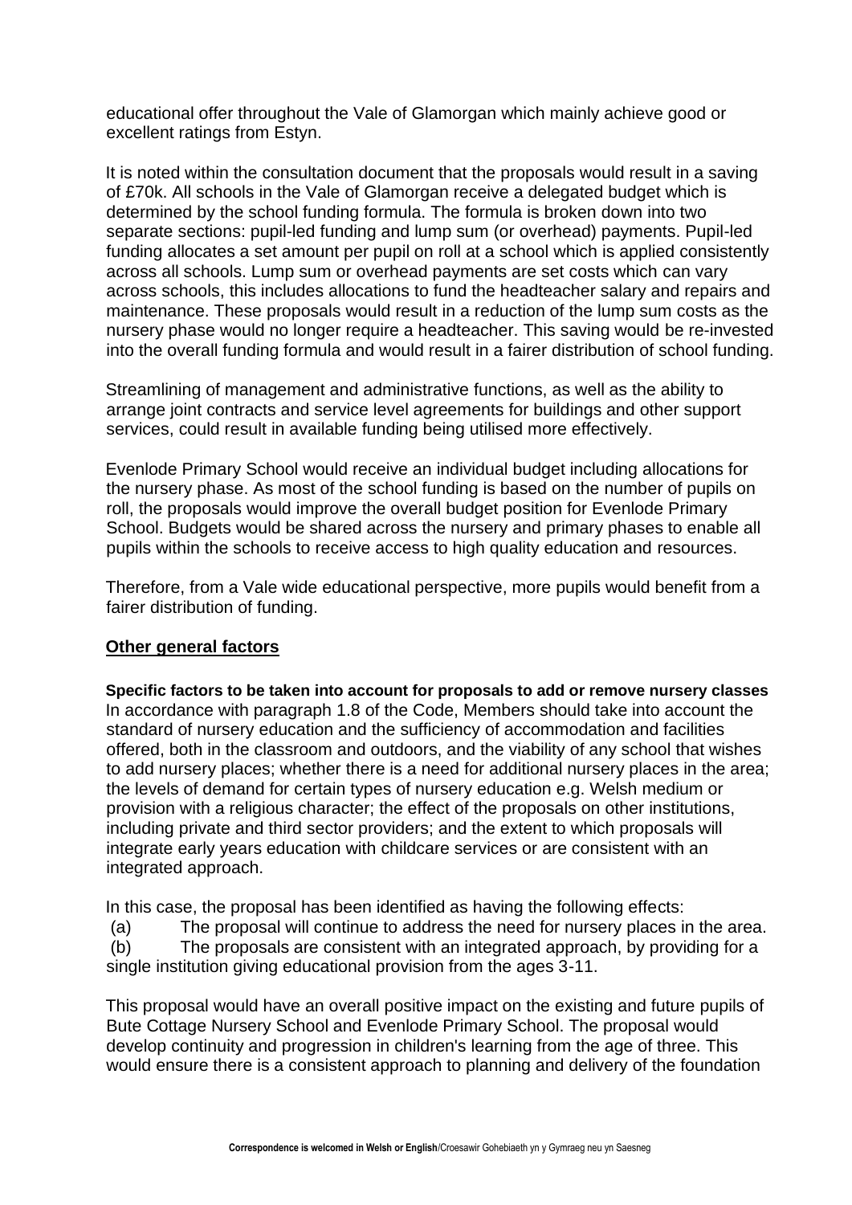educational offer throughout the Vale of Glamorgan which mainly achieve good or excellent ratings from Estyn.

It is noted within the consultation document that the proposals would result in a saving of £70k. All schools in the Vale of Glamorgan receive a delegated budget which is determined by the school funding formula. The formula is broken down into two separate sections: pupil-led funding and lump sum (or overhead) payments. Pupil-led funding allocates a set amount per pupil on roll at a school which is applied consistently across all schools. Lump sum or overhead payments are set costs which can vary across schools, this includes allocations to fund the headteacher salary and repairs and maintenance. These proposals would result in a reduction of the lump sum costs as the nursery phase would no longer require a headteacher. This saving would be re-invested into the overall funding formula and would result in a fairer distribution of school funding.

Streamlining of management and administrative functions, as well as the ability to arrange joint contracts and service level agreements for buildings and other support services, could result in available funding being utilised more effectively.

Evenlode Primary School would receive an individual budget including allocations for the nursery phase. As most of the school funding is based on the number of pupils on roll, the proposals would improve the overall budget position for Evenlode Primary School. Budgets would be shared across the nursery and primary phases to enable all pupils within the schools to receive access to high quality education and resources.

Therefore, from a Vale wide educational perspective, more pupils would benefit from a fairer distribution of funding.

**Other general factors**

**Specific factors to be taken into account for proposals to add or remove nursery classes**
In accordance with paragraph 1.8 of the Code, Members should take into account the standard of nursery education and the sufficiency of accommodation and facilities offered, both in the classroom and outdoors, and the viability of any school that wishes to add nursery places; whether there is a need for additional nursery places in the area; the levels of demand for certain types of nursery education e.g. Welsh medium or provision with a religious character; the effect of the proposals on other institutions, including private and third sector providers; and the extent to which proposals will integrate early years education with childcare services or are consistent with an integrated approach.

In this case, the proposal has been identified as having the following effects:

(a) The proposal will continue to address the need for nursery places in the area.
(b) The proposals are consistent with an integrated approach, by providing for a single institution giving educational provision from the ages 3-11.

This proposal would have an overall positive impact on the existing and future pupils of Bute Cottage Nursery School and Evenlode Primary School. The proposal would develop continuity and progression in children's learning from the age of three. This would ensure there is a consistent approach to planning and delivery of the foundation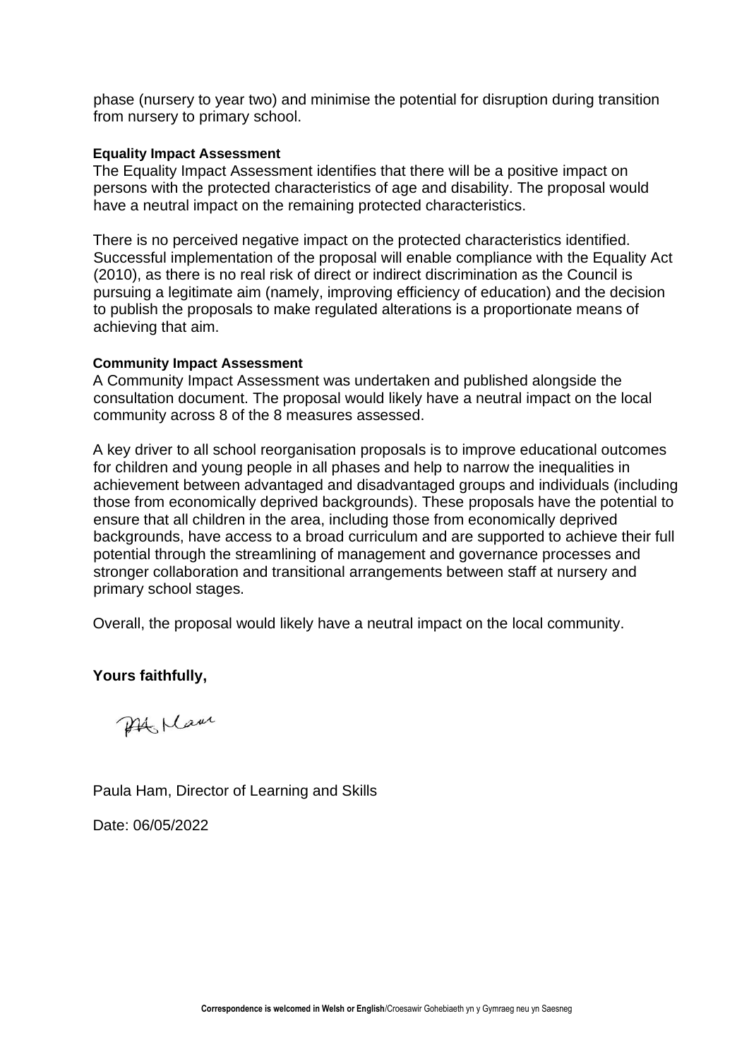phase (nursery to year two) and minimise the potential for disruption during transition from nursery to primary school.

**Equality Impact Assessment**

The Equality Impact Assessment identifies that there will be a positive impact on persons with the protected characteristics of age and disability. The proposal would have a neutral impact on the remaining protected characteristics.

There is no perceived negative impact on the protected characteristics identified. Successful implementation of the proposal will enable compliance with the Equality Act (2010), as there is no real risk of direct or indirect discrimination as the Council is pursuing a legitimate aim (namely, improving efficiency of education) and the decision to publish the proposals to make regulated alterations is a proportionate means of achieving that aim.

**Community Impact Assessment**

A Community Impact Assessment was undertaken and published alongside the consultation document. The proposal would likely have a neutral impact on the local community across 8 of the 8 measures assessed.

A key driver to all school reorganisation proposals is to improve educational outcomes for children and young people in all phases and help to narrow the inequalities in achievement between advantaged and disadvantaged groups and individuals (including those from economically deprived backgrounds). These proposals have the potential to ensure that all children in the area, including those from economically deprived backgrounds, have access to a broad curriculum and are supported to achieve their full potential through the streamlining of management and governance processes and stronger collaboration and transitional arrangements between staff at nursery and primary school stages.

Overall, the proposal would likely have a neutral impact on the local community.

**Yours faithfully,**

Paula Ham, Director of Learning and Skills

Date: 06/05/2022

**Correspondence is welcomed in Welsh or English**/Croesawir Gohebiaeth yn y Gymraeg neu yn Saesneg